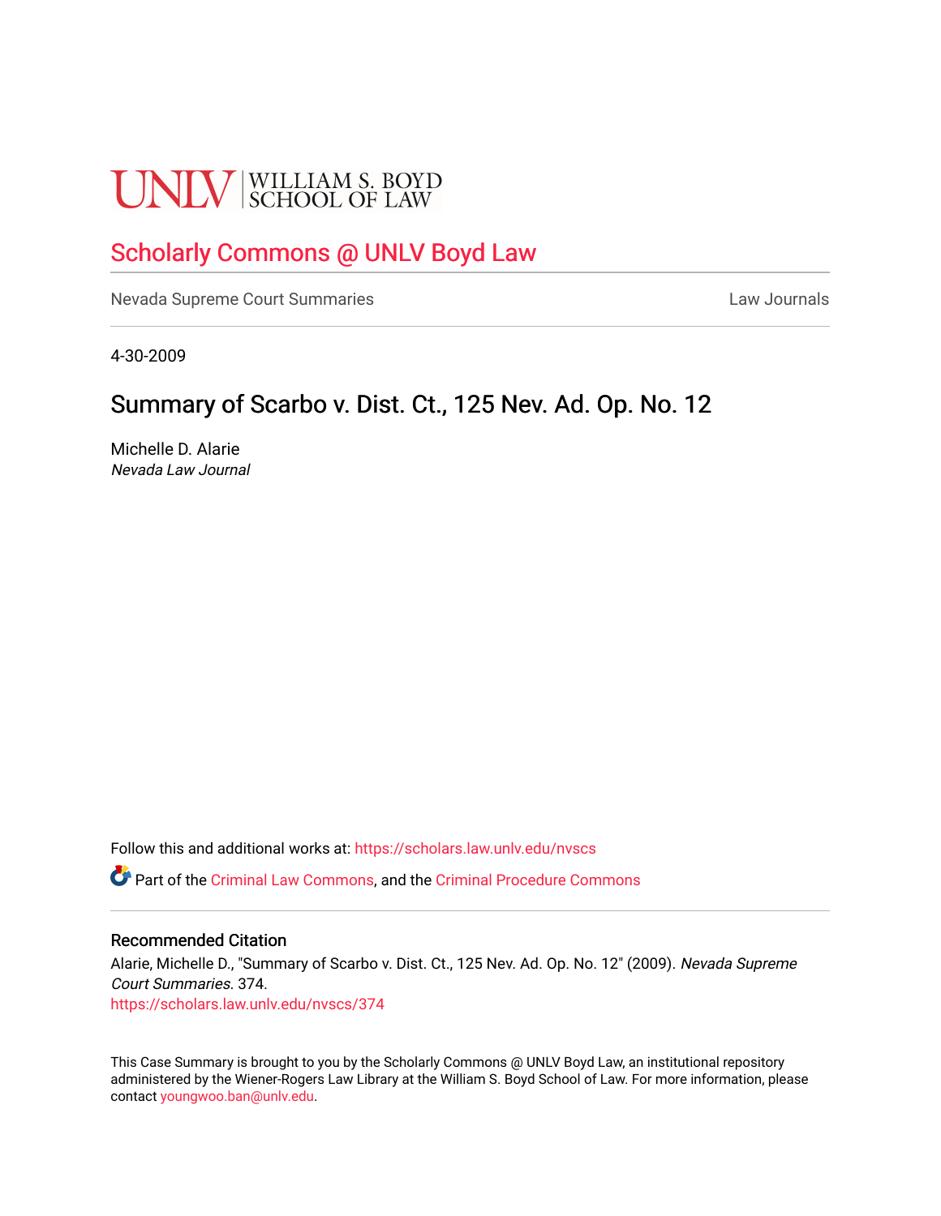UNLV | WILLIAM S. BOYD SCHOOL OF LAW

# Scholarly Commons @ UNLV Boyd Law

Nevada Supreme Court Summaries | Law Journals

4-30-2009

## Summary of Scarbo v. Dist. Ct., 125 Nev. Ad. Op. No. 12

Michelle D. Alarie
*Nevada Law Journal*

Follow this and additional works at: https://scholars.law.unlv.edu/nvscs

Part of the Criminal Law Commons, and the Criminal Procedure Commons

### Recommended Citation

Alarie, Michelle D., "Summary of Scarbo v. Dist. Ct., 125 Nev. Ad. Op. No. 12" (2009). *Nevada Supreme Court Summaries*. 374.
https://scholars.law.unlv.edu/nvscs/374

This Case Summary is brought to you by the Scholarly Commons @ UNLV Boyd Law, an institutional repository administered by the Wiener-Rogers Law Library at the William S. Boyd School of Law. For more information, please contact youngwoo.ban@unlv.edu.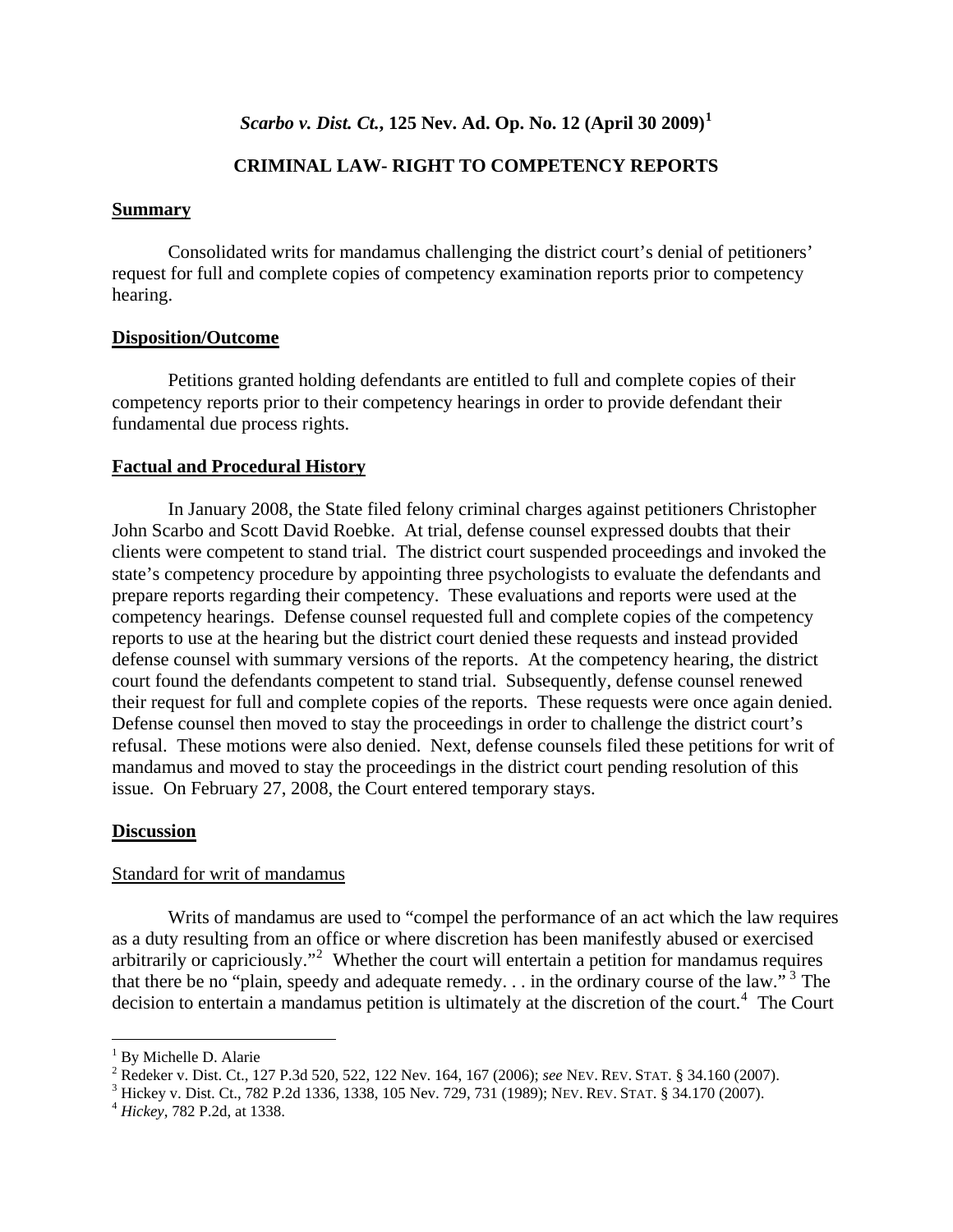***Scarbo v. Dist. Ct.*, 125 Nev. Ad. Op. No. 12 (April 30 2009)[1]**

**CRIMINAL LAW- RIGHT TO COMPETENCY REPORTS**

**Summary**

Consolidated writs for mandamus challenging the district court's denial of petitioners' request for full and complete copies of competency examination reports prior to competency hearing.

**Disposition/Outcome**

Petitions granted holding defendants are entitled to full and complete copies of their competency reports prior to their competency hearings in order to provide defendant their fundamental due process rights.

**Factual and Procedural History**

In January 2008, the State filed felony criminal charges against petitioners Christopher John Scarbo and Scott David Roebke. At trial, defense counsel expressed doubts that their clients were competent to stand trial. The district court suspended proceedings and invoked the state's competency procedure by appointing three psychologists to evaluate the defendants and prepare reports regarding their competency. These evaluations and reports were used at the competency hearings. Defense counsel requested full and complete copies of the competency reports to use at the hearing but the district court denied these requests and instead provided defense counsel with summary versions of the reports. At the competency hearing, the district court found the defendants competent to stand trial. Subsequently, defense counsel renewed their request for full and complete copies of the reports. These requests were once again denied. Defense counsel then moved to stay the proceedings in order to challenge the district court's refusal. These motions were also denied. Next, defense counsels filed these petitions for writ of mandamus and moved to stay the proceedings in the district court pending resolution of this issue. On February 27, 2008, the Court entered temporary stays.

**Discussion**

Standard for writ of mandamus

Writs of mandamus are used to "compel the performance of an act which the law requires as a duty resulting from an office or where discretion has been manifestly abused or exercised arbitrarily or capriciously."[2] Whether the court will entertain a petition for mandamus requires that there be no "plain, speedy and adequate remedy. . . in the ordinary course of the law."[3] The decision to entertain a mandamus petition is ultimately at the discretion of the court.[4] The Court

---

[1] By Michelle D. Alarie

[2] Redeker v. Dist. Ct., 127 P.3d 520, 522, 122 Nev. 164, 167 (2006); *see* NEV. REV. STAT. § 34.160 (2007).

[3] Hickey v. Dist. Ct., 782 P.2d 1336, 1338, 105 Nev. 729, 731 (1989); NEV. REV. STAT. § 34.170 (2007).

[4] *Hickey*, 782 P.2d, at 1338.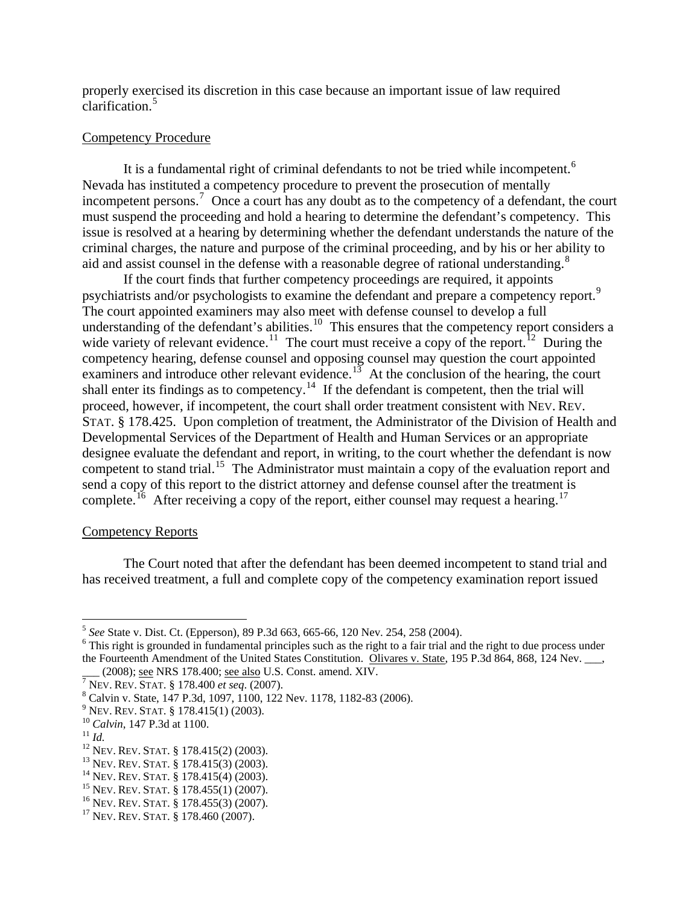properly exercised its discretion in this case because an important issue of law required clarification.[5]

Competency Procedure

It is a fundamental right of criminal defendants to not be tried while incompetent.[6] Nevada has instituted a competency procedure to prevent the prosecution of mentally incompetent persons.[7] Once a court has any doubt as to the competency of a defendant, the court must suspend the proceeding and hold a hearing to determine the defendant's competency. This issue is resolved at a hearing by determining whether the defendant understands the nature of the criminal charges, the nature and purpose of the criminal proceeding, and by his or her ability to aid and assist counsel in the defense with a reasonable degree of rational understanding.[8]

If the court finds that further competency proceedings are required, it appoints psychiatrists and/or psychologists to examine the defendant and prepare a competency report.[9] The court appointed examiners may also meet with defense counsel to develop a full understanding of the defendant's abilities.[10] This ensures that the competency report considers a wide variety of relevant evidence.[11] The court must receive a copy of the report.[12] During the competency hearing, defense counsel and opposing counsel may question the court appointed examiners and introduce other relevant evidence.[13] At the conclusion of the hearing, the court shall enter its findings as to competency.[14] If the defendant is competent, then the trial will proceed, however, if incompetent, the court shall order treatment consistent with NEV. REV. STAT. § 178.425. Upon completion of treatment, the Administrator of the Division of Health and Developmental Services of the Department of Health and Human Services or an appropriate designee evaluate the defendant and report, in writing, to the court whether the defendant is now competent to stand trial.[15] The Administrator must maintain a copy of the evaluation report and send a copy of this report to the district attorney and defense counsel after the treatment is complete.[16] After receiving a copy of the report, either counsel may request a hearing.[17]

Competency Reports

The Court noted that after the defendant has been deemed incompetent to stand trial and has received treatment, a full and complete copy of the competency examination report issued

---

[5] *See* State v. Dist. Ct. (Epperson), 89 P.3d 663, 665-66, 120 Nev. 254, 258 (2004).

[6] This right is grounded in fundamental principles such as the right to a fair trial and the right to due process under the Fourteenth Amendment of the United States Constitution. Olivares v. State, 195 P.3d 864, 868, 124 Nev. ___, ___ (2008); see NRS 178.400; see also U.S. Const. amend. XIV.

[7] NEV. REV. STAT. § 178.400 *et seq*. (2007).

[8] Calvin v. State, 147 P.3d, 1097, 1100, 122 Nev. 1178, 1182-83 (2006).

[9] NEV. REV. STAT. § 178.415(1) (2003).

[10] *Calvin*, 147 P.3d at 1100.

[11] *Id.*

[12] NEV. REV. STAT. § 178.415(2) (2003).

[13] NEV. REV. STAT. § 178.415(3) (2003).

[14] NEV. REV. STAT. § 178.415(4) (2003).

[15] NEV. REV. STAT. § 178.455(1) (2007).

[16] NEV. REV. STAT. § 178.455(3) (2007).

[17] NEV. REV. STAT. § 178.460 (2007).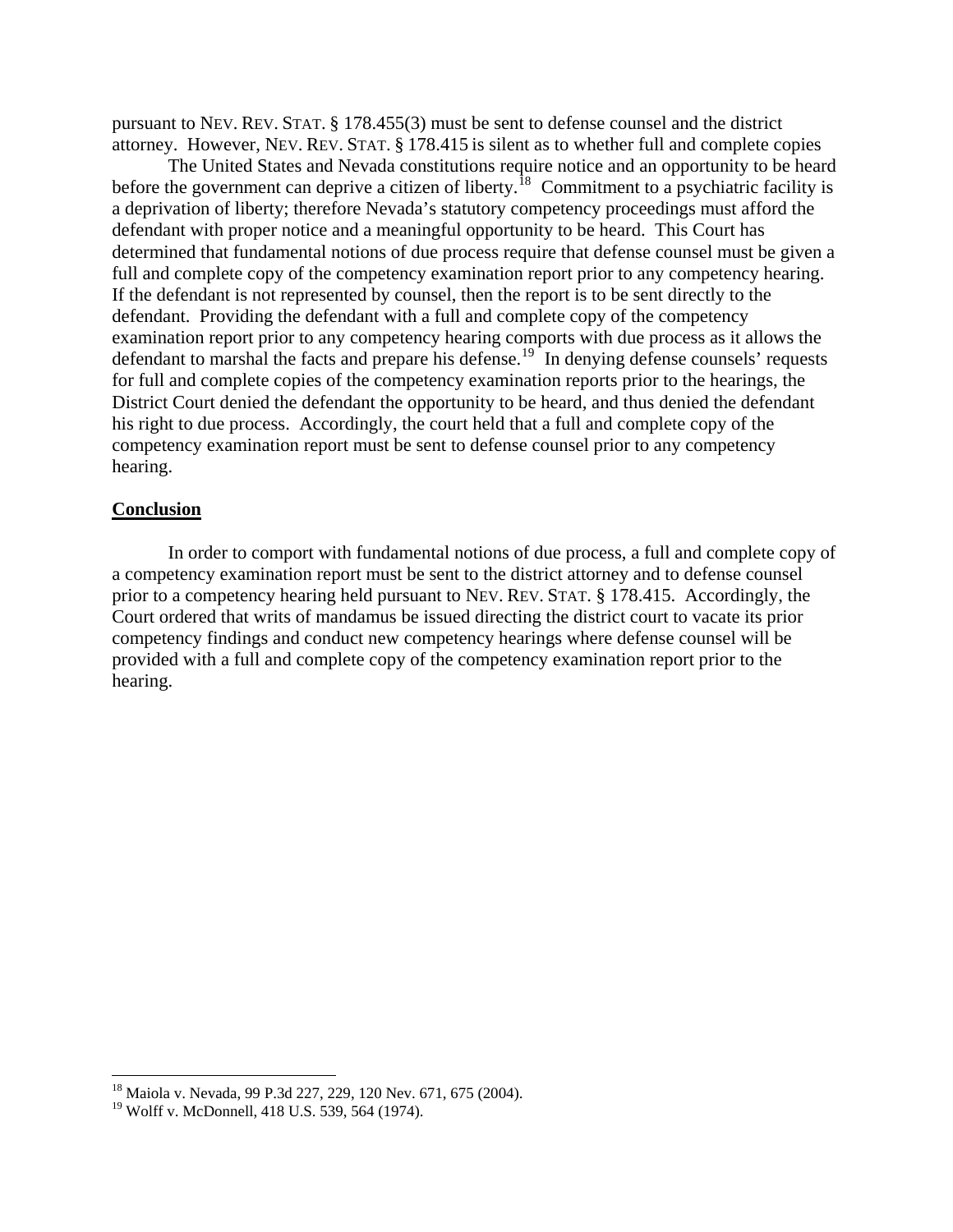pursuant to NEV. REV. STAT. § 178.455(3) must be sent to defense counsel and the district attorney. However, NEV. REV. STAT. § 178.415 is silent as to whether full and complete copies

The United States and Nevada constitutions require notice and an opportunity to be heard before the government can deprive a citizen of liberty.[18] Commitment to a psychiatric facility is a deprivation of liberty; therefore Nevada's statutory competency proceedings must afford the defendant with proper notice and a meaningful opportunity to be heard. This Court has determined that fundamental notions of due process require that defense counsel must be given a full and complete copy of the competency examination report prior to any competency hearing. If the defendant is not represented by counsel, then the report is to be sent directly to the defendant. Providing the defendant with a full and complete copy of the competency examination report prior to any competency hearing comports with due process as it allows the defendant to marshal the facts and prepare his defense.[19] In denying defense counsels' requests for full and complete copies of the competency examination reports prior to the hearings, the District Court denied the defendant the opportunity to be heard, and thus denied the defendant his right to due process. Accordingly, the court held that a full and complete copy of the competency examination report must be sent to defense counsel prior to any competency hearing.

## Conclusion

In order to comport with fundamental notions of due process, a full and complete copy of a competency examination report must be sent to the district attorney and to defense counsel prior to a competency hearing held pursuant to NEV. REV. STAT. § 178.415. Accordingly, the Court ordered that writs of mandamus be issued directing the district court to vacate its prior competency findings and conduct new competency hearings where defense counsel will be provided with a full and complete copy of the competency examination report prior to the hearing.

---

[18] Maiola v. Nevada, 99 P.3d 227, 229, 120 Nev. 671, 675 (2004).

[19] Wolff v. McDonnell, 418 U.S. 539, 564 (1974).